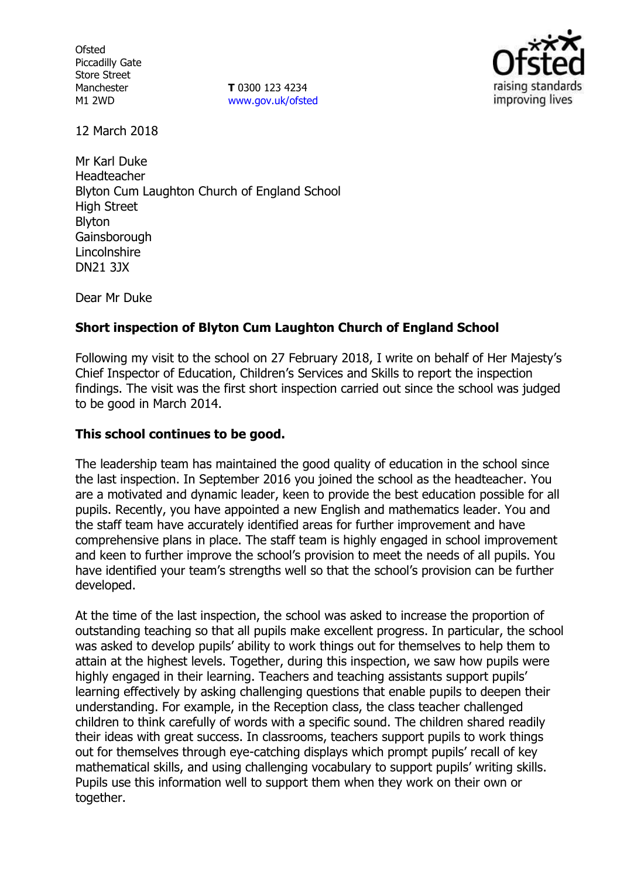Ofsted
Piccadilly Gate
Store Street
Manchester
M1 2WD

**T** 0300 123 4234
www.gov.uk/ofsted

12 March 2018

Mr Karl Duke
Headteacher
Blyton Cum Laughton Church of England School
High Street
Blyton
Gainsborough
Lincolnshire
DN21 3JX

Dear Mr Duke

**Short inspection of Blyton Cum Laughton Church of England School**

Following my visit to the school on 27 February 2018, I write on behalf of Her Majesty's Chief Inspector of Education, Children's Services and Skills to report the inspection findings. The visit was the first short inspection carried out since the school was judged to be good in March 2014.

**This school continues to be good.**

The leadership team has maintained the good quality of education in the school since the last inspection. In September 2016 you joined the school as the headteacher. You are a motivated and dynamic leader, keen to provide the best education possible for all pupils. Recently, you have appointed a new English and mathematics leader. You and the staff team have accurately identified areas for further improvement and have comprehensive plans in place. The staff team is highly engaged in school improvement and keen to further improve the school's provision to meet the needs of all pupils. You have identified your team's strengths well so that the school's provision can be further developed.

At the time of the last inspection, the school was asked to increase the proportion of outstanding teaching so that all pupils make excellent progress. In particular, the school was asked to develop pupils' ability to work things out for themselves to help them to attain at the highest levels. Together, during this inspection, we saw how pupils were highly engaged in their learning. Teachers and teaching assistants support pupils' learning effectively by asking challenging questions that enable pupils to deepen their understanding. For example, in the Reception class, the class teacher challenged children to think carefully of words with a specific sound. The children shared readily their ideas with great success. In classrooms, teachers support pupils to work things out for themselves through eye-catching displays which prompt pupils' recall of key mathematical skills, and using challenging vocabulary to support pupils' writing skills. Pupils use this information well to support them when they work on their own or together.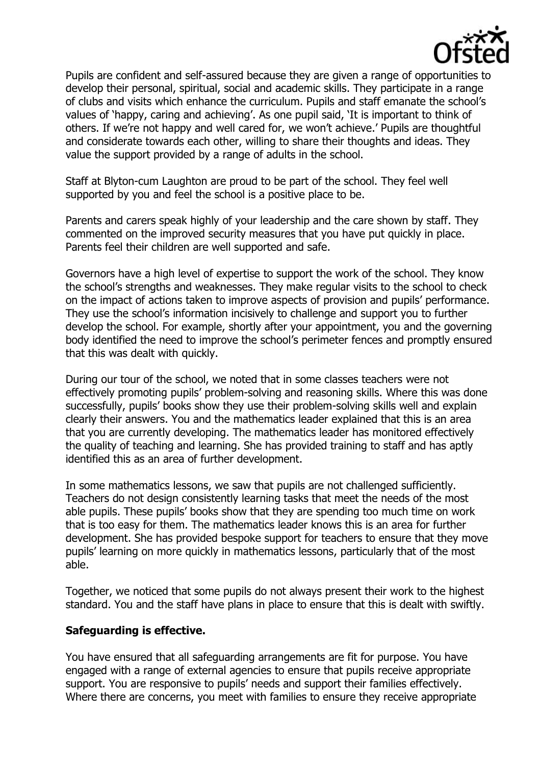Pupils are confident and self-assured because they are given a range of opportunities to develop their personal, spiritual, social and academic skills. They participate in a range of clubs and visits which enhance the curriculum. Pupils and staff emanate the school's values of 'happy, caring and achieving'. As one pupil said, 'It is important to think of others. If we're not happy and well cared for, we won't achieve.' Pupils are thoughtful and considerate towards each other, willing to share their thoughts and ideas. They value the support provided by a range of adults in the school.

Staff at Blyton-cum Laughton are proud to be part of the school. They feel well supported by you and feel the school is a positive place to be.

Parents and carers speak highly of your leadership and the care shown by staff. They commented on the improved security measures that you have put quickly in place. Parents feel their children are well supported and safe.

Governors have a high level of expertise to support the work of the school. They know the school's strengths and weaknesses. They make regular visits to the school to check on the impact of actions taken to improve aspects of provision and pupils' performance. They use the school's information incisively to challenge and support you to further develop the school. For example, shortly after your appointment, you and the governing body identified the need to improve the school's perimeter fences and promptly ensured that this was dealt with quickly.

During our tour of the school, we noted that in some classes teachers were not effectively promoting pupils' problem-solving and reasoning skills. Where this was done successfully, pupils' books show they use their problem-solving skills well and explain clearly their answers. You and the mathematics leader explained that this is an area that you are currently developing. The mathematics leader has monitored effectively the quality of teaching and learning. She has provided training to staff and has aptly identified this as an area of further development.

In some mathematics lessons, we saw that pupils are not challenged sufficiently. Teachers do not design consistently learning tasks that meet the needs of the most able pupils. These pupils' books show that they are spending too much time on work that is too easy for them. The mathematics leader knows this is an area for further development. She has provided bespoke support for teachers to ensure that they move pupils' learning on more quickly in mathematics lessons, particularly that of the most able.

Together, we noticed that some pupils do not always present their work to the highest standard. You and the staff have plans in place to ensure that this is dealt with swiftly.

**Safeguarding is effective.**

You have ensured that all safeguarding arrangements are fit for purpose. You have engaged with a range of external agencies to ensure that pupils receive appropriate support. You are responsive to pupils' needs and support their families effectively. Where there are concerns, you meet with families to ensure they receive appropriate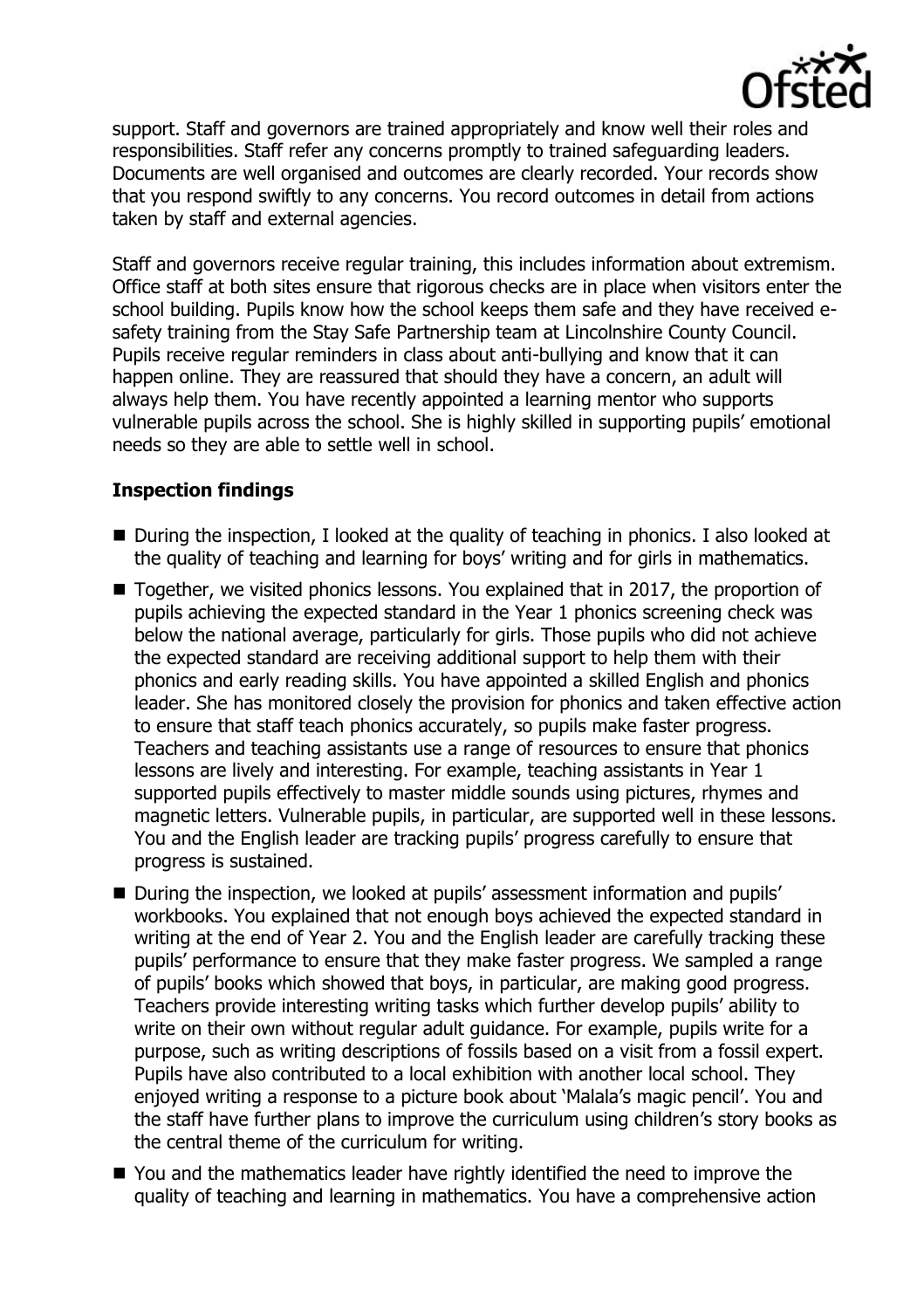support. Staff and governors are trained appropriately and know well their roles and responsibilities. Staff refer any concerns promptly to trained safeguarding leaders. Documents are well organised and outcomes are clearly recorded. Your records show that you respond swiftly to any concerns. You record outcomes in detail from actions taken by staff and external agencies.

Staff and governors receive regular training, this includes information about extremism. Office staff at both sites ensure that rigorous checks are in place when visitors enter the school building. Pupils know how the school keeps them safe and they have received e-safety training from the Stay Safe Partnership team at Lincolnshire County Council. Pupils receive regular reminders in class about anti-bullying and know that it can happen online. They are reassured that should they have a concern, an adult will always help them. You have recently appointed a learning mentor who supports vulnerable pupils across the school. She is highly skilled in supporting pupils' emotional needs so they are able to settle well in school.

## Inspection findings

- During the inspection, I looked at the quality of teaching in phonics. I also looked at the quality of teaching and learning for boys' writing and for girls in mathematics.
- Together, we visited phonics lessons. You explained that in 2017, the proportion of pupils achieving the expected standard in the Year 1 phonics screening check was below the national average, particularly for girls. Those pupils who did not achieve the expected standard are receiving additional support to help them with their phonics and early reading skills. You have appointed a skilled English and phonics leader. She has monitored closely the provision for phonics and taken effective action to ensure that staff teach phonics accurately, so pupils make faster progress. Teachers and teaching assistants use a range of resources to ensure that phonics lessons are lively and interesting. For example, teaching assistants in Year 1 supported pupils effectively to master middle sounds using pictures, rhymes and magnetic letters. Vulnerable pupils, in particular, are supported well in these lessons. You and the English leader are tracking pupils' progress carefully to ensure that progress is sustained.
- During the inspection, we looked at pupils' assessment information and pupils' workbooks. You explained that not enough boys achieved the expected standard in writing at the end of Year 2. You and the English leader are carefully tracking these pupils' performance to ensure that they make faster progress. We sampled a range of pupils' books which showed that boys, in particular, are making good progress. Teachers provide interesting writing tasks which further develop pupils' ability to write on their own without regular adult guidance. For example, pupils write for a purpose, such as writing descriptions of fossils based on a visit from a fossil expert. Pupils have also contributed to a local exhibition with another local school. They enjoyed writing a response to a picture book about 'Malala's magic pencil'. You and the staff have further plans to improve the curriculum using children's story books as the central theme of the curriculum for writing.
- You and the mathematics leader have rightly identified the need to improve the quality of teaching and learning in mathematics. You have a comprehensive action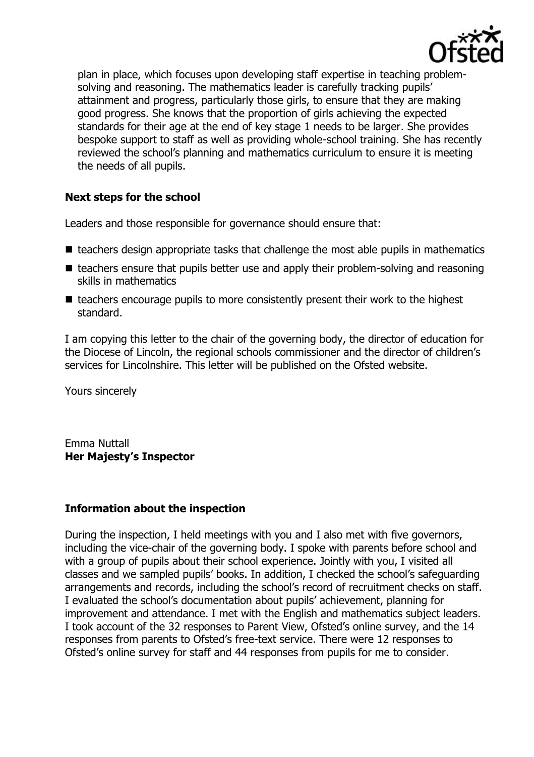plan in place, which focuses upon developing staff expertise in teaching problem-solving and reasoning. The mathematics leader is carefully tracking pupils' attainment and progress, particularly those girls, to ensure that they are making good progress. She knows that the proportion of girls achieving the expected standards for their age at the end of key stage 1 needs to be larger. She provides bespoke support to staff as well as providing whole-school training. She has recently reviewed the school's planning and mathematics curriculum to ensure it is meeting the needs of all pupils.

## Next steps for the school

Leaders and those responsible for governance should ensure that:

- teachers design appropriate tasks that challenge the most able pupils in mathematics
- teachers ensure that pupils better use and apply their problem-solving and reasoning skills in mathematics
- teachers encourage pupils to more consistently present their work to the highest standard.

I am copying this letter to the chair of the governing body, the director of education for the Diocese of Lincoln, the regional schools commissioner and the director of children's services for Lincolnshire. This letter will be published on the Ofsted website.

Yours sincerely

Emma Nuttall
**Her Majesty's Inspector**

## Information about the inspection

During the inspection, I held meetings with you and I also met with five governors, including the vice-chair of the governing body. I spoke with parents before school and with a group of pupils about their school experience. Jointly with you, I visited all classes and we sampled pupils' books. In addition, I checked the school's safeguarding arrangements and records, including the school's record of recruitment checks on staff. I evaluated the school's documentation about pupils' achievement, planning for improvement and attendance. I met with the English and mathematics subject leaders. I took account of the 32 responses to Parent View, Ofsted's online survey, and the 14 responses from parents to Ofsted's free-text service. There were 12 responses to Ofsted's online survey for staff and 44 responses from pupils for me to consider.